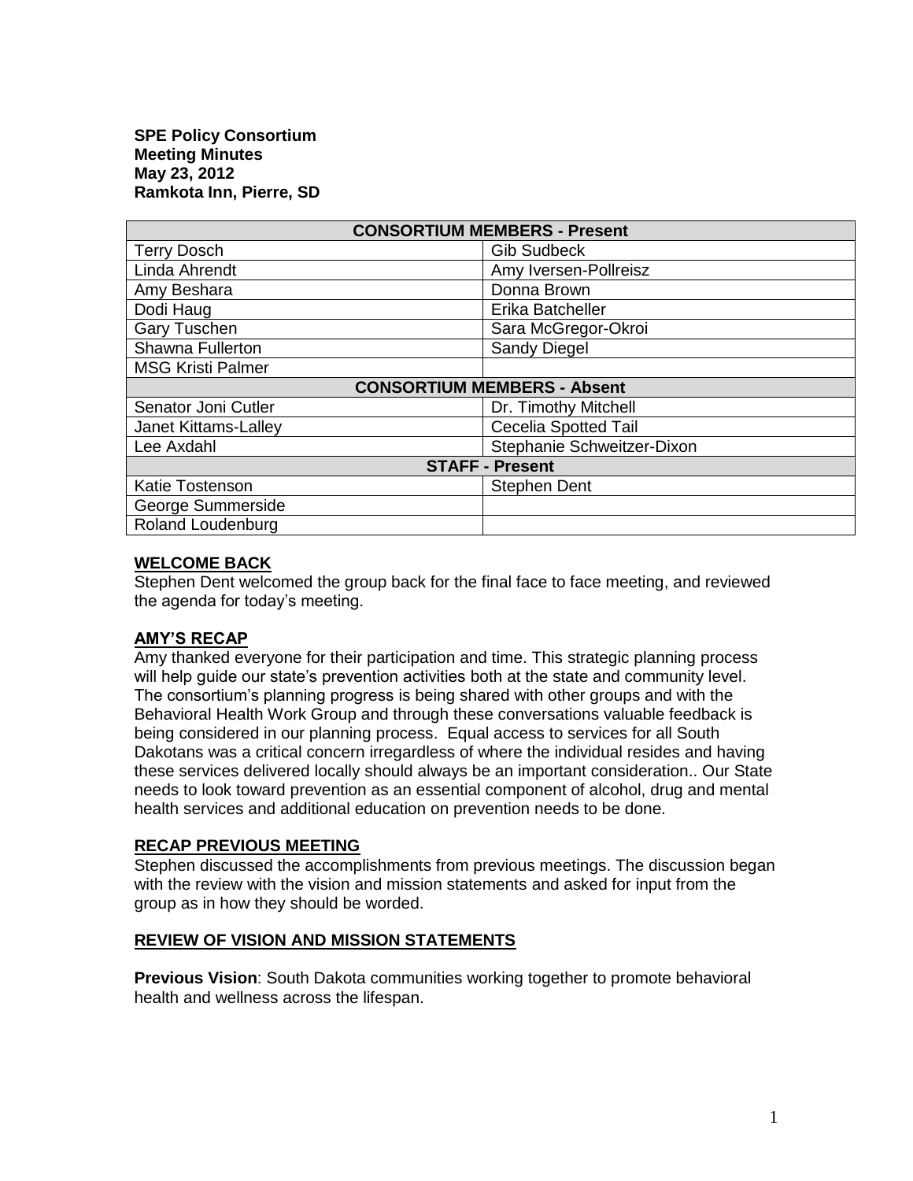**SPE Policy Consortium**
**Meeting Minutes**
**May 23, 2012**
**Ramkota Inn, Pierre, SD**

| CONSORTIUM MEMBERS - Present | |
|---|---|
| Terry Dosch | Gib Sudbeck |
| Linda Ahrendt | Amy Iversen-Pollreisz |
| Amy Beshara | Donna Brown |
| Dodi Haug | Erika Batcheller |
| Gary Tuschen | Sara McGregor-Okroi |
| Shawna Fullerton | Sandy Diegel |
| MSG Kristi Palmer | |
| **CONSORTIUM MEMBERS - Absent** | |
| Senator Joni Cutler | Dr. Timothy Mitchell |
| Janet Kittams-Lalley | Cecelia Spotted Tail |
| Lee Axdahl | Stephanie Schweitzer-Dixon |
| **STAFF - Present** | |
| Katie Tostenson | Stephen Dent |
| George Summerside | |
| Roland Loudenburg | |

## WELCOME BACK

Stephen Dent welcomed the group back for the final face to face meeting, and reviewed the agenda for today's meeting.

## AMY'S RECAP

Amy thanked everyone for their participation and time. This strategic planning process will help guide our state's prevention activities both at the state and community level. The consortium's planning progress is being shared with other groups and with the Behavioral Health Work Group and through these conversations valuable feedback is being considered in our planning process. Equal access to services for all South Dakotans was a critical concern irregardless of where the individual resides and having these services delivered locally should always be an important consideration.. Our State needs to look toward prevention as an essential component of alcohol, drug and mental health services and additional education on prevention needs to be done.

## RECAP PREVIOUS MEETING

Stephen discussed the accomplishments from previous meetings. The discussion began with the review with the vision and mission statements and asked for input from the group as in how they should be worded.

## REVIEW OF VISION AND MISSION STATEMENTS

**Previous Vision**: South Dakota communities working together to promote behavioral health and wellness across the lifespan.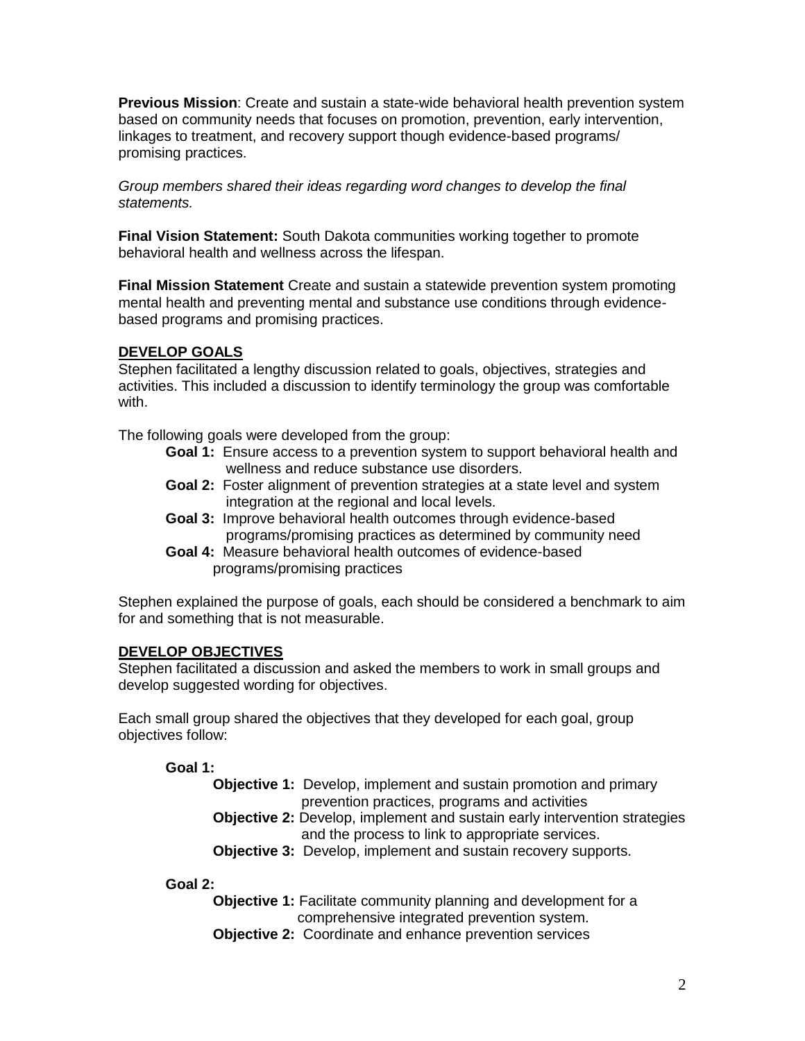**Previous Mission**: Create and sustain a state-wide behavioral health prevention system based on community needs that focuses on promotion, prevention, early intervention, linkages to treatment, and recovery support though evidence-based programs/ promising practices.

*Group members shared their ideas regarding word changes to develop the final statements.*

**Final Vision Statement:** South Dakota communities working together to promote behavioral health and wellness across the lifespan.

**Final Mission Statement** Create and sustain a statewide prevention system promoting mental health and preventing mental and substance use conditions through evidence-based programs and promising practices.

## DEVELOP GOALS

Stephen facilitated a lengthy discussion related to goals, objectives, strategies and activities. This included a discussion to identify terminology the group was comfortable with.

The following goals were developed from the group:

- **Goal 1:** Ensure access to a prevention system to support behavioral health and wellness and reduce substance use disorders.
- **Goal 2:** Foster alignment of prevention strategies at a state level and system integration at the regional and local levels.
- **Goal 3:** Improve behavioral health outcomes through evidence-based programs/promising practices as determined by community need
- **Goal 4:** Measure behavioral health outcomes of evidence-based programs/promising practices

Stephen explained the purpose of goals, each should be considered a benchmark to aim for and something that is not measurable.

## DEVELOP OBJECTIVES

Stephen facilitated a discussion and asked the members to work in small groups and develop suggested wording for objectives.

Each small group shared the objectives that they developed for each goal, group objectives follow:

**Goal 1:**

- **Objective 1:** Develop, implement and sustain promotion and primary prevention practices, programs and activities
- **Objective 2:** Develop, implement and sustain early intervention strategies and the process to link to appropriate services.
- **Objective 3:** Develop, implement and sustain recovery supports.

**Goal 2:**

- **Objective 1:** Facilitate community planning and development for a comprehensive integrated prevention system.
- **Objective 2:** Coordinate and enhance prevention services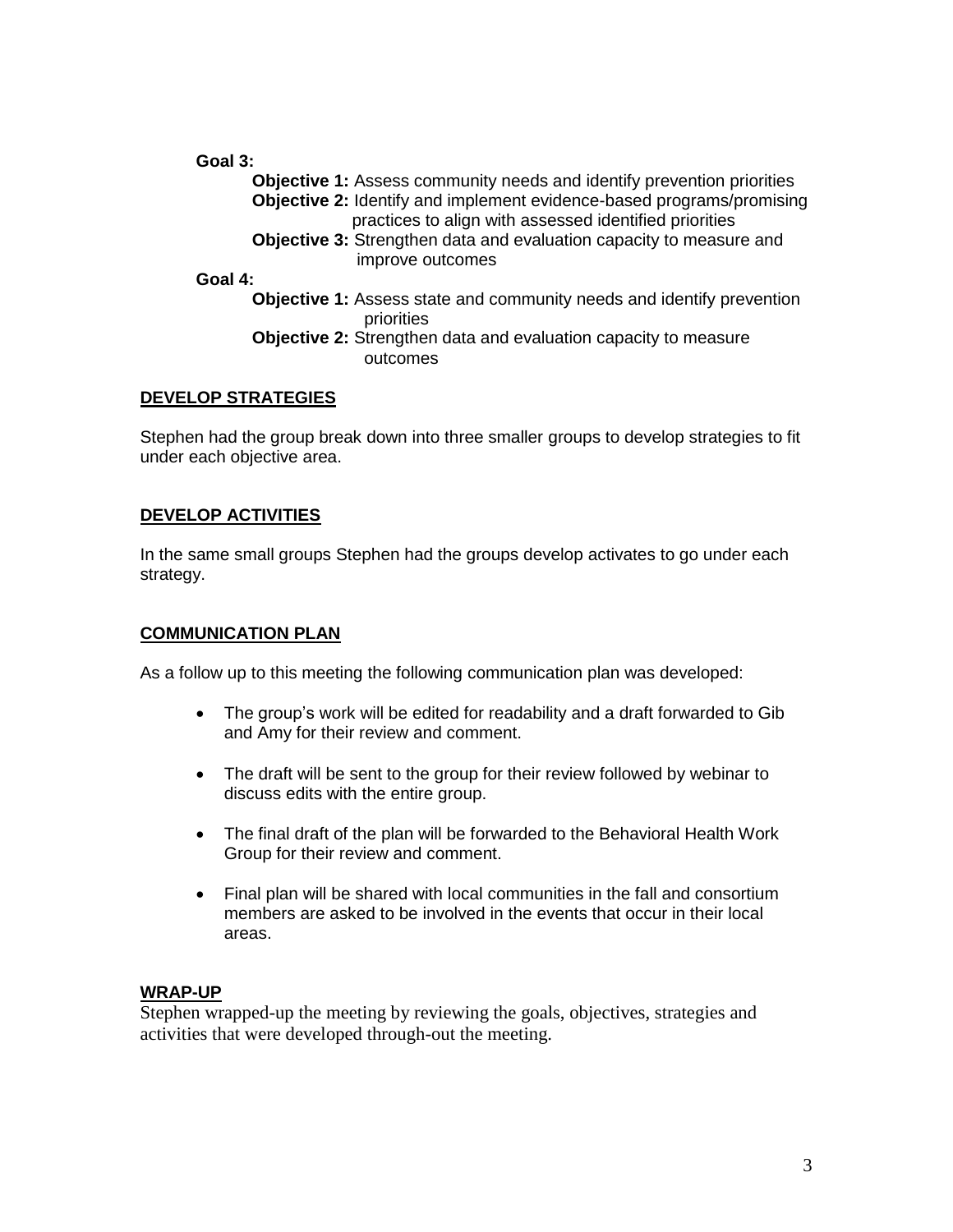**Goal 3:**

- **Objective 1:** Assess community needs and identify prevention priorities
- **Objective 2:** Identify and implement evidence-based programs/promising practices to align with assessed identified priorities
- **Objective 3:** Strengthen data and evaluation capacity to measure and improve outcomes

**Goal 4:**

- **Objective 1:** Assess state and community needs and identify prevention priorities
- **Objective 2:** Strengthen data and evaluation capacity to measure outcomes

## DEVELOP STRATEGIES

Stephen had the group break down into three smaller groups to develop strategies to fit under each objective area.

## DEVELOP ACTIVITIES

In the same small groups Stephen had the groups develop activates to go under each strategy.

## COMMUNICATION PLAN

As a follow up to this meeting the following communication plan was developed:

- The group's work will be edited for readability and a draft forwarded to Gib and Amy for their review and comment.
- The draft will be sent to the group for their review followed by webinar to discuss edits with the entire group.
- The final draft of the plan will be forwarded to the Behavioral Health Work Group for their review and comment.
- Final plan will be shared with local communities in the fall and consortium members are asked to be involved in the events that occur in their local areas.

## WRAP-UP

Stephen wrapped-up the meeting by reviewing the goals, objectives, strategies and activities that were developed through-out the meeting.